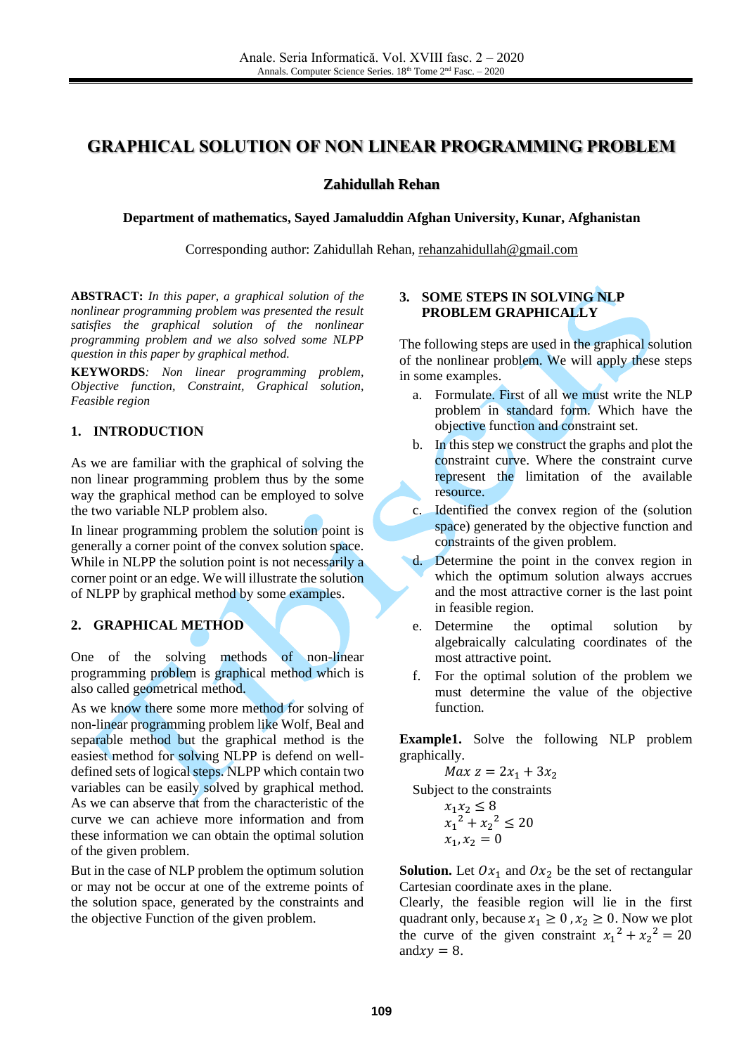# GRAPHICAL SOLUTION OF NON LINEAR PROGRAMMING PROBLEM

**Zahidullah Rehan**

**Department of mathematics, Sayed Jamaluddin Afghan University, Kunar, Afghanistan**

Corresponding author: Zahidullah Rehan, rehanzahidullah@gmail.com

**ABSTRACT:** *In this paper, a graphical solution of the nonlinear programming problem was presented the result satisfies the graphical solution of the nonlinear programming problem and we also solved some NLPP question in this paper by graphical method.*

**KEYWORDS**: *Non linear programming problem, Objective function, Constraint, Graphical solution, Feasible region*

## 1. INTRODUCTION

As we are familiar with the graphical of solving the non linear programming problem thus by the some way the graphical method can be employed to solve the two variable NLP problem also.

In linear programming problem the solution point is generally a corner point of the convex solution space. While in NLPP the solution point is not necessarily a corner point or an edge. We will illustrate the solution of NLPP by graphical method by some examples.

## 2. GRAPHICAL METHOD

One of the solving methods of non-linear programming problem is graphical method which is also called geometrical method.

As we know there some more method for solving of non-linear programming problem like Wolf, Beal and separable method but the graphical method is the easiest method for solving NLPP is defend on well-defined sets of logical steps. NLPP which contain two variables can be easily solved by graphical method. As we can abserve that from the characteristic of the curve we can achieve more information and from these information we can obtain the optimal solution of the given problem.

But in the case of NLP problem the optimum solution or may not be occur at one of the extreme points of the solution space, generated by the constraints and the objective Function of the given problem.

## 3. SOME STEPS IN SOLVING NLP PROBLEM GRAPHICALLY

The following steps are used in the graphical solution of the nonlinear problem. We will apply these steps in some examples.

a. Formulate. First of all we must write the NLP problem in standard form. Which have the objective function and constraint set.

b. In this step we construct the graphs and plot the constraint curve. Where the constraint curve represent the limitation of the available resource.

c. Identified the convex region of the (solution space) generated by the objective function and constraints of the given problem.

d. Determine the point in the convex region in which the optimum solution always accrues and the most attractive corner is the last point in feasible region.

e. Determine the optimal solution by algebraically calculating coordinates of the most attractive point.

f. For the optimal solution of the problem we must determine the value of the objective function.

**Example1.** Solve the following NLP problem graphically.

$$Max\ z = 2x_1 + 3x_2$$

Subject to the constraints

$$x_1 x_2 \leq 8$$
$$x_1{}^2 + x_2{}^2 \leq 20$$
$$x_1, x_2 = 0$$

**Solution.** Let $Ox_1$ and $Ox_2$ be the set of rectangular Cartesian coordinate axes in the plane.

Clearly, the feasible region will lie in the first quadrant only, because $x_1 \geq 0$ , $x_2 \geq 0$. Now we plot the curve of the given constraint $x_1{}^2 + x_2{}^2 = 20$ and$xy = 8$.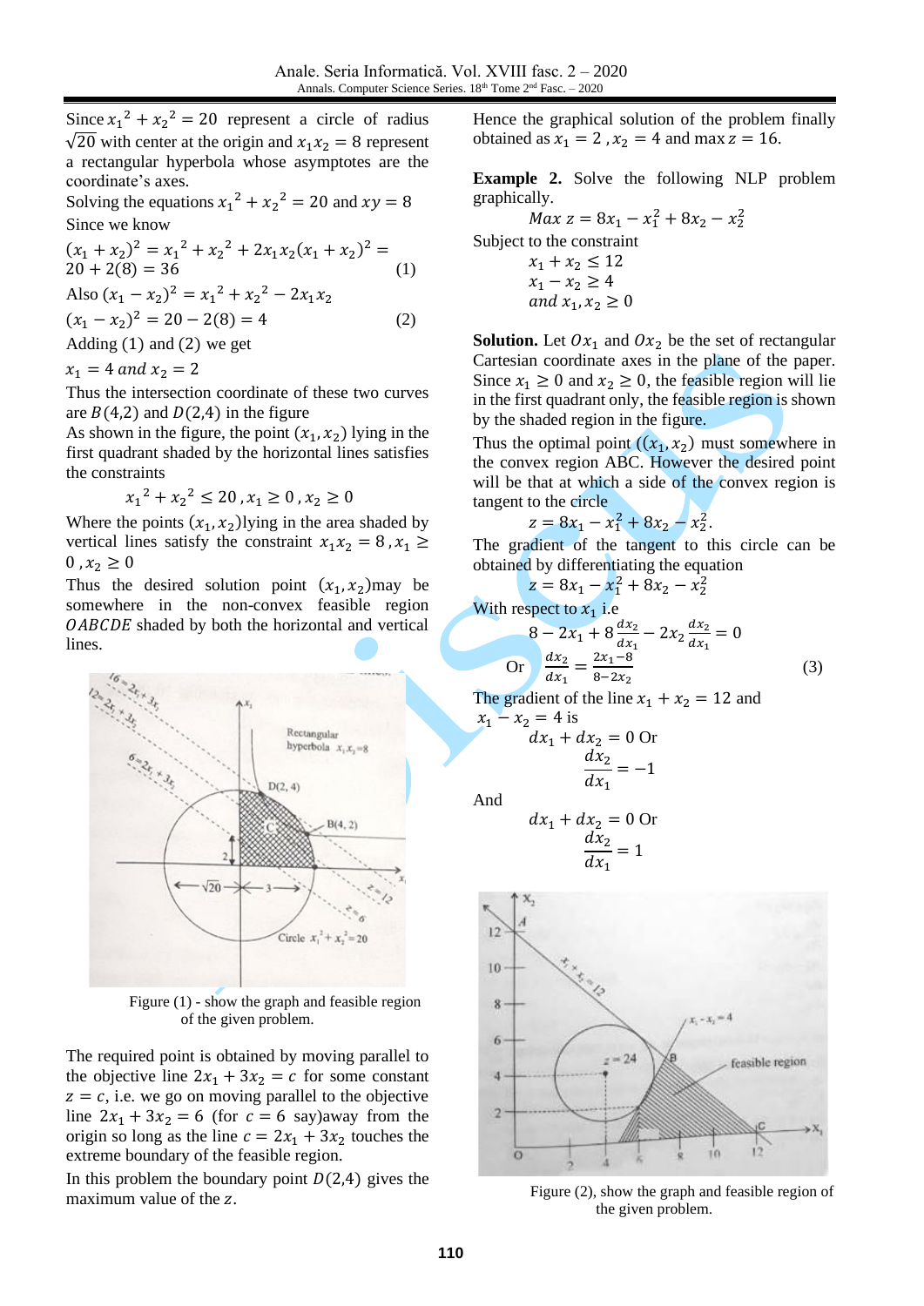Since $x_1{}^2 + x_2{}^2 = 20$ represent a circle of radius $\sqrt{20}$ with center at the origin and $x_1 x_2 = 8$ represent a rectangular hyperbola whose asymptotes are the coordinate's axes.

Solving the equations $x_1{}^2 + x_2{}^2 = 20$ and $xy = 8$

Since we know

$$(x_1 + x_2)^2 = x_1{}^2 + x_2{}^2 + 2x_1 x_2 (x_1 + x_2)^2 = 20 + 2(8) = 36 \qquad (1)$$

Also $(x_1 - x_2)^2 = x_1{}^2 + x_2{}^2 - 2x_1 x_2$

$$(x_1 - x_2)^2 = 20 - 2(8) = 4 \qquad (2)$$

Adding (1) and (2) we get

$x_1 = 4 \text{ and } x_2 = 2$

Thus the intersection coordinate of these two curves are $B(4,2)$ and $D(2,4)$ in the figure

As shown in the figure, the point $(x_1, x_2)$ lying in the first quadrant shaded by the horizontal lines satisfies the constraints

$$x_1{}^2 + x_2{}^2 \leq 20 \,, x_1 \geq 0 \,, x_2 \geq 0$$

Where the points $(x_1, x_2)$lying in the area shaded by vertical lines satisfy the constraint $x_1 x_2 = 8 \,, x_1 \geq 0 \,, x_2 \geq 0$

Thus the desired solution point $(x_1, x_2)$may be somewhere in the non-convex feasible region $OABCDE$ shaded by both the horizontal and vertical lines.

Figure (1) - show the graph and feasible region of the given problem.

The required point is obtained by moving parallel to the objective line $2x_1 + 3x_2 = c$ for some constant $z = c$, i.e. we go on moving parallel to the objective line $2x_1 + 3x_2 = 6$ (for $c = 6$ say)away from the origin so long as the line $c = 2x_1 + 3x_2$ touches the extreme boundary of the feasible region.

In this problem the boundary point $D(2,4)$ gives the maximum value of the $z$.

Hence the graphical solution of the problem finally obtained as $x_1 = 2$ , $x_2 = 4$ and max $z = 16$.

**Example 2.** Solve the following NLP problem graphically.

$$Max\ z = 8x_1 - x_1^2 + 8x_2 - x_2^2$$

Subject to the constraint

$$x_1 + x_2 \leq 12$$
$$x_1 - x_2 \geq 4$$
$$and\ x_1, x_2 \geq 0$$

**Solution.** Let $Ox_1$ and $Ox_2$ be the set of rectangular Cartesian coordinate axes in the plane of the paper. Since $x_1 \geq 0$ and $x_2 \geq 0$, the feasible region will lie in the first quadrant only, the feasible region is shown by the shaded region in the figure.

Thus the optimal point $((x_1, x_2)$ must somewhere in the convex region ABC. However the desired point will be that at which a side of the convex region is tangent to the circle

$$z = 8x_1 - x_1^2 + 8x_2 - x_2^2.$$

The gradient of the tangent to this circle can be obtained by differentiating the equation

$$z = 8x_1 - x_1^2 + 8x_2 - x_2^2$$

With respect to $x_1$ i.e

$$8 - 2x_1 + 8\frac{dx_2}{dx_1} - 2x_2\frac{dx_2}{dx_1} = 0$$

$$\text{Or} \quad \frac{dx_2}{dx_1} = \frac{2x_1 - 8}{8 - 2x_2} \qquad (3)$$

The gradient of the line $x_1 + x_2 = 12$ and $x_1 - x_2 = 4$ is

$$dx_1 + dx_2 = 0 \text{ Or}$$
$$\frac{dx_2}{dx_1} = -1$$

And

$$dx_1 + dx_2 = 0 \text{ Or}$$
$$\frac{dx_2}{dx_1} = 1$$

Figure (2), show the graph and feasible region of the given problem.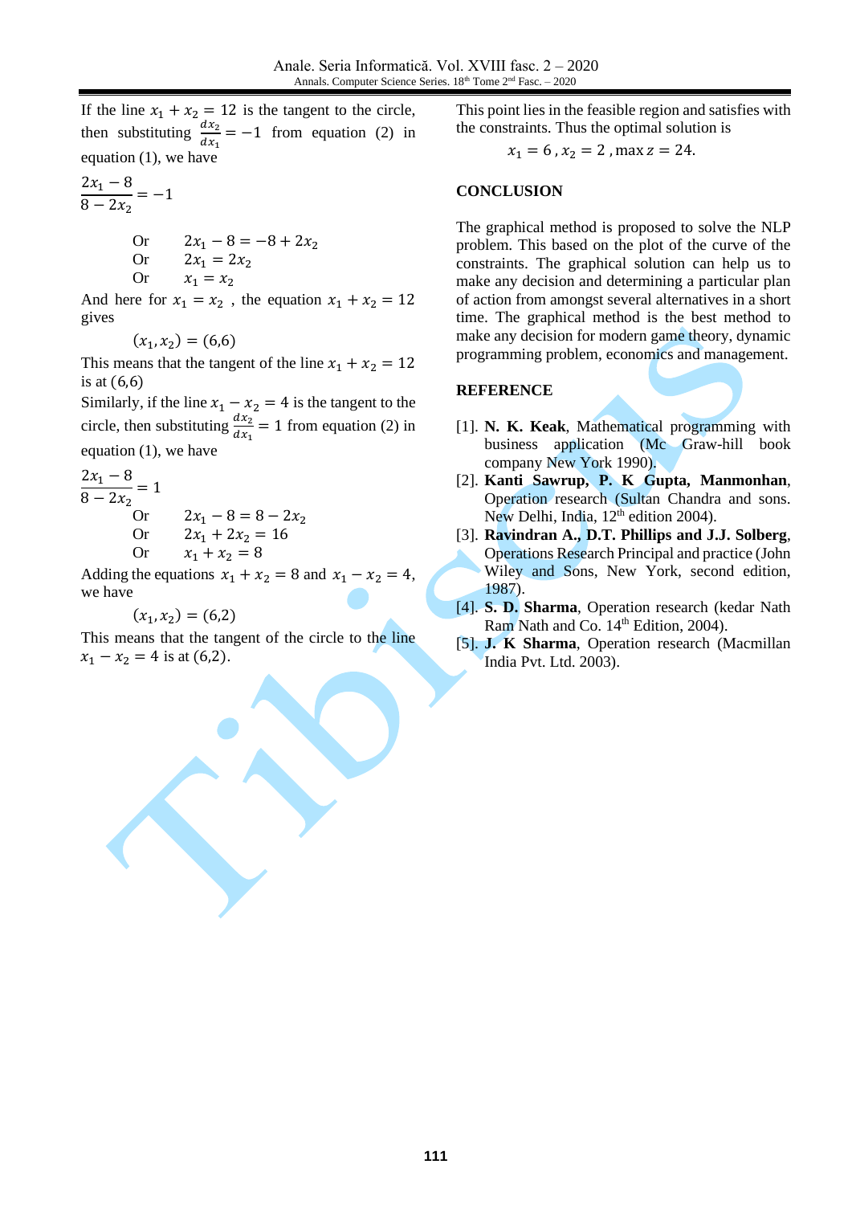If the line $x_1 + x_2 = 12$ is the tangent to the circle, then substituting $\frac{dx_2}{dx_1} = -1$ from equation (2) in equation (1), we have

$$\frac{2x_1 - 8}{8 - 2x_2} = -1$$

Or $\quad 2x_1 - 8 = -8 + 2x_2$

Or $\quad 2x_1 = 2x_2$

Or $\quad x_1 = x_2$

And here for $x_1 = x_2$ , the equation $x_1 + x_2 = 12$ gives

$$(x_1, x_2) = (6,6)$$

This means that the tangent of the line $x_1 + x_2 = 12$ is at (6,6)

Similarly, if the line $x_1 - x_2 = 4$ is the tangent to the circle, then substituting $\frac{dx_2}{dx_1} = 1$ from equation (2) in equation (1), we have

$$\frac{2x_1 - 8}{8 - 2x_2} = 1$$

Or $\quad 2x_1 - 8 = 8 - 2x_2$

Or $\quad 2x_1 + 2x_2 = 16$

Or $\quad x_1 + x_2 = 8$

Adding the equations $x_1 + x_2 = 8$ and $x_1 - x_2 = 4$, we have

$$(x_1, x_2) = (6,2)$$

This means that the tangent of the circle to the line $x_1 - x_2 = 4$ is at (6,2).

This point lies in the feasible region and satisfies with the constraints. Thus the optimal solution is

$$x_1 = 6 \,, x_2 = 2 \,, \max z = 24.$$

## CONCLUSION

The graphical method is proposed to solve the NLP problem. This based on the plot of the curve of the constraints. The graphical solution can help us to make any decision and determining a particular plan of action from amongst several alternatives in a short time. The graphical method is the best method to make any decision for modern game theory, dynamic programming problem, economics and management.

## REFERENCE

[1]. **N. K. Keak**, Mathematical programming with business application (Mc Graw-hill book company New York 1990).

[2]. **Kanti Sawrup, P. K Gupta, Manmonhan**, Operation research (Sultan Chandra and sons. New Delhi, India, 12th edition 2004).

[3]. **Ravindran A., D.T. Phillips and J.J. Solberg**, Operations Research Principal and practice (John Wiley and Sons, New York, second edition, 1987).

[4]. **S. D. Sharma**, Operation research (kedar Nath Ram Nath and Co. 14th Edition, 2004).

[5]. **J. K Sharma**, Operation research (Macmillan India Pvt. Ltd. 2003).